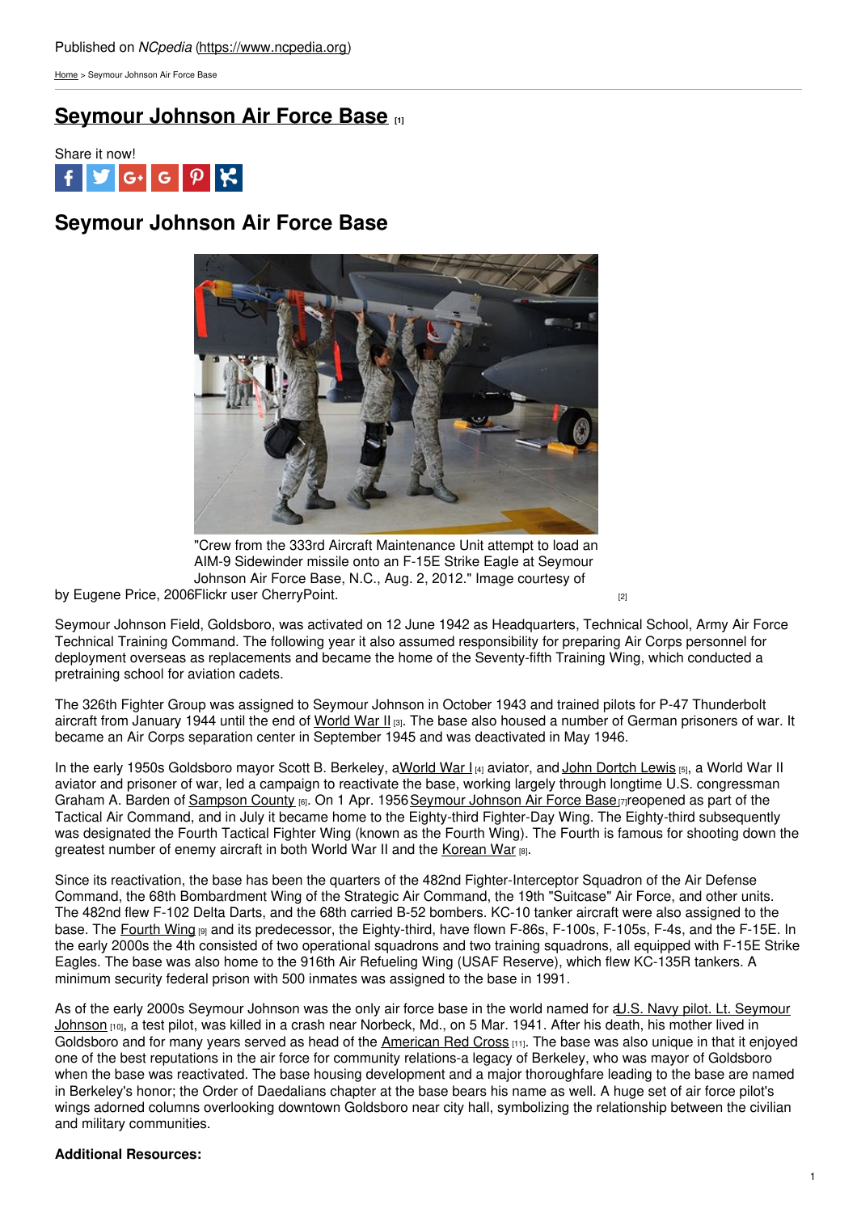Published on *NCpedia* (https://www.ncpedia.org)

Home > Seymour Johnson Air Force Base

# Seymour Johnson Air Force Base [1]

Share it now!

## Seymour Johnson Air Force Base

"Crew from the 333rd Aircraft Maintenance Unit attempt to load an AIM-9 Sidewinder missile onto an F-15E Strike Eagle at Seymour Johnson Air Force Base, N.C., Aug. 2, 2012." Image courtesy of Flickr user CherryPoint. [2]

by Eugene Price, 2006

Seymour Johnson Field, Goldsboro, was activated on 12 June 1942 as Headquarters, Technical School, Army Air Force Technical Training Command. The following year it also assumed responsibility for preparing Air Corps personnel for deployment overseas as replacements and became the home of the Seventy-fifth Training Wing, which conducted a pretraining school for aviation cadets.

The 326th Fighter Group was assigned to Seymour Johnson in October 1943 and trained pilots for P-47 Thunderbolt aircraft from January 1944 until the end of World War II [3]. The base also housed a number of German prisoners of war. It became an Air Corps separation center in September 1945 and was deactivated in May 1946.

In the early 1950s Goldsboro mayor Scott B. Berkeley, a World War I [4] aviator, and John Dortch Lewis [5], a World War II aviator and prisoner of war, led a campaign to reactivate the base, working largely through longtime U.S. congressman Graham A. Barden of Sampson County [6]. On 1 Apr. 1956 Seymour Johnson Air Force Base [7] reopened as part of the Tactical Air Command, and in July it became home to the Eighty-third Fighter-Day Wing. The Eighty-third subsequently was designated the Fourth Tactical Fighter Wing (known as the Fourth Wing). The Fourth is famous for shooting down the greatest number of enemy aircraft in both World War II and the Korean War [8].

Since its reactivation, the base has been the quarters of the 482nd Fighter-Interceptor Squadron of the Air Defense Command, the 68th Bombardment Wing of the Strategic Air Command, the 19th "Suitcase" Air Force, and other units. The 482nd flew F-102 Delta Darts, and the 68th carried B-52 bombers. KC-10 tanker aircraft were also assigned to the base. The Fourth Wing [9] and its predecessor, the Eighty-third, have flown F-86s, F-100s, F-105s, F-4s, and the F-15E. In the early 2000s the 4th consisted of two operational squadrons and two training squadrons, all equipped with F-15E Strike Eagles. The base was also home to the 916th Air Refueling Wing (USAF Reserve), which flew KC-135R tankers. A minimum security federal prison with 500 inmates was assigned to the base in 1991.

As of the early 2000s Seymour Johnson was the only air force base in the world named for a U.S. Navy pilot. Lt. Seymour Johnson [10], a test pilot, was killed in a crash near Norbeck, Md., on 5 Mar. 1941. After his death, his mother lived in Goldsboro and for many years served as head of the American Red Cross [11]. The base was also unique in that it enjoyed one of the best reputations in the air force for community relations-a legacy of Berkeley, who was mayor of Goldsboro when the base was reactivated. The base housing development and a major thoroughfare leading to the base are named in Berkeley's honor; the Order of Daedalians chapter at the base bears his name as well. A huge set of air force pilot's wings adorned columns overlooking downtown Goldsboro near city hall, symbolizing the relationship between the civilian and military communities.

**Additional Resources:**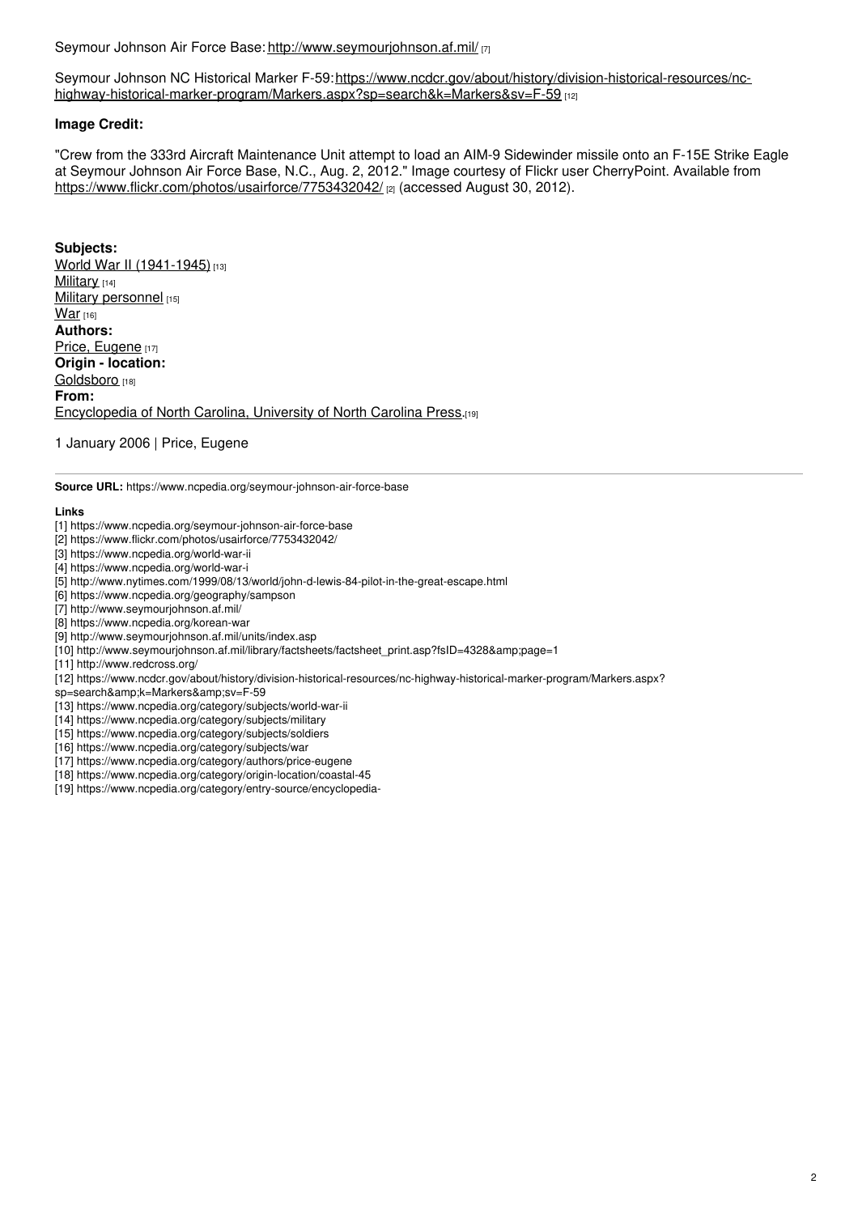Seymour Johnson Air Force Base: http://www.seymourjohnson.af.mil/ [7]

Seymour Johnson NC Historical Marker F-59: https://www.ncdcr.gov/about/history/division-historical-resources/nc-highway-historical-marker-program/Markers.aspx?sp=search&k=Markers&sv=F-59 [12]

**Image Credit:**

"Crew from the 333rd Aircraft Maintenance Unit attempt to load an AIM-9 Sidewinder missile onto an F-15E Strike Eagle at Seymour Johnson Air Force Base, N.C., Aug. 2, 2012." Image courtesy of Flickr user CherryPoint. Available from https://www.flickr.com/photos/usairforce/7753432042/ [2] (accessed August 30, 2012).

**Subjects:**
World War II (1941-1945) [13]
Military [14]
Military personnel [15]
War [16]
**Authors:**
Price, Eugene [17]
**Origin - location:**
Goldsboro [18]
**From:**
Encyclopedia of North Carolina, University of North Carolina Press.[19]

1 January 2006 | Price, Eugene

**Source URL:** https://www.ncpedia.org/seymour-johnson-air-force-base

**Links**

[1] https://www.ncpedia.org/seymour-johnson-air-force-base
[2] https://www.flickr.com/photos/usairforce/7753432042/
[3] https://www.ncpedia.org/world-war-ii
[4] https://www.ncpedia.org/world-war-i
[5] http://www.nytimes.com/1999/08/13/world/john-d-lewis-84-pilot-in-the-great-escape.html
[6] https://www.ncpedia.org/geography/sampson
[7] http://www.seymourjohnson.af.mil/
[8] https://www.ncpedia.org/korean-war
[9] http://www.seymourjohnson.af.mil/units/index.asp
[10] http://www.seymourjohnson.af.mil/library/factsheets/factsheet_print.asp?fsID=4328&amp;page=1
[11] http://www.redcross.org/
[12] https://www.ncdcr.gov/about/history/division-historical-resources/nc-highway-historical-marker-program/Markers.aspx?sp=search&amp;k=Markers&amp;sv=F-59
[13] https://www.ncpedia.org/category/subjects/world-war-ii
[14] https://www.ncpedia.org/category/subjects/military
[15] https://www.ncpedia.org/category/subjects/soldiers
[16] https://www.ncpedia.org/category/subjects/war
[17] https://www.ncpedia.org/category/authors/price-eugene
[18] https://www.ncpedia.org/category/origin-location/coastal-45
[19] https://www.ncpedia.org/category/entry-source/encyclopedia-